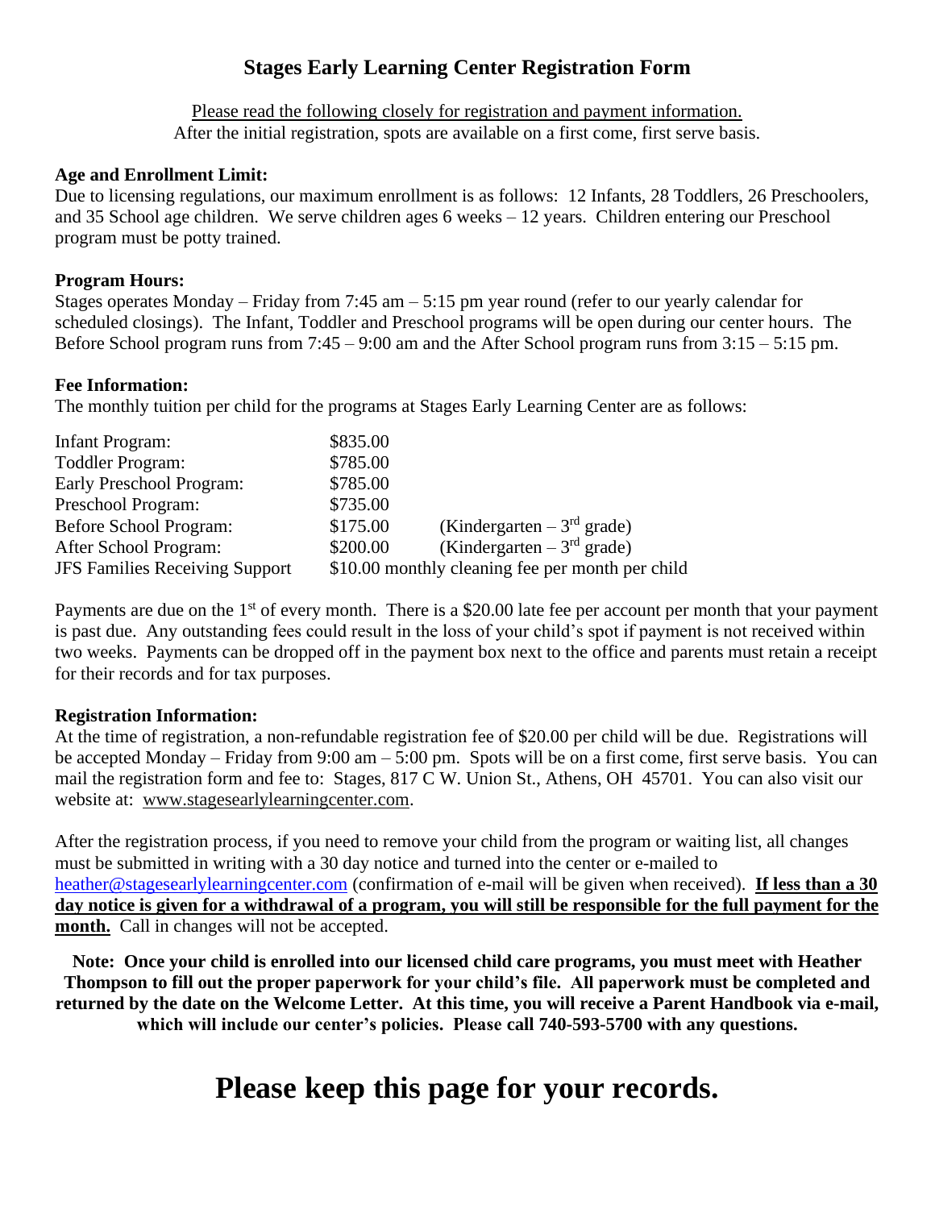# Stages Early Learning Center Registration Form

Please read the following closely for registration and payment information.
After the initial registration, spots are available on a first come, first serve basis.

**Age and Enrollment Limit:**
Due to licensing regulations, our maximum enrollment is as follows: 12 Infants, 28 Toddlers, 26 Preschoolers, and 35 School age children. We serve children ages 6 weeks – 12 years. Children entering our Preschool program must be potty trained.

**Program Hours:**
Stages operates Monday – Friday from 7:45 am – 5:15 pm year round (refer to our yearly calendar for scheduled closings). The Infant, Toddler and Preschool programs will be open during our center hours. The Before School program runs from 7:45 – 9:00 am and the After School program runs from 3:15 – 5:15 pm.

**Fee Information:**
The monthly tuition per child for the programs at Stages Early Learning Center are as follows:

| | | |
|---|---|---|
| Infant Program: | $835.00 | |
| Toddler Program: | $785.00 | |
| Early Preschool Program: | $785.00 | |
| Preschool Program: | $735.00 | |
| Before School Program: | $175.00 | (Kindergarten – 3rd grade) |
| After School Program: | $200.00 | (Kindergarten – 3rd grade) |
| JFS Families Receiving Support | $10.00 monthly cleaning fee per month per child | |

Payments are due on the 1st of every month. There is a $20.00 late fee per account per month that your payment is past due. Any outstanding fees could result in the loss of your child's spot if payment is not received within two weeks. Payments can be dropped off in the payment box next to the office and parents must retain a receipt for their records and for tax purposes.

**Registration Information:**
At the time of registration, a non-refundable registration fee of $20.00 per child will be due. Registrations will be accepted Monday – Friday from 9:00 am – 5:00 pm. Spots will be on a first come, first serve basis. You can mail the registration form and fee to: Stages, 817 C W. Union St., Athens, OH 45701. You can also visit our website at: www.stagesearlylearningcenter.com.

After the registration process, if you need to remove your child from the program or waiting list, all changes must be submitted in writing with a 30 day notice and turned into the center or e-mailed to heather@stagesearlylearningcenter.com (confirmation of e-mail will be given when received). **If less than a 30 day notice is given for a withdrawal of a program, you will still be responsible for the full payment for the month.** Call in changes will not be accepted.

**Note: Once your child is enrolled into our licensed child care programs, you must meet with Heather Thompson to fill out the proper paperwork for your child's file. All paperwork must be completed and returned by the date on the Welcome Letter. At this time, you will receive a Parent Handbook via e-mail, which will include our center's policies. Please call 740-593-5700 with any questions.**

# Please keep this page for your records.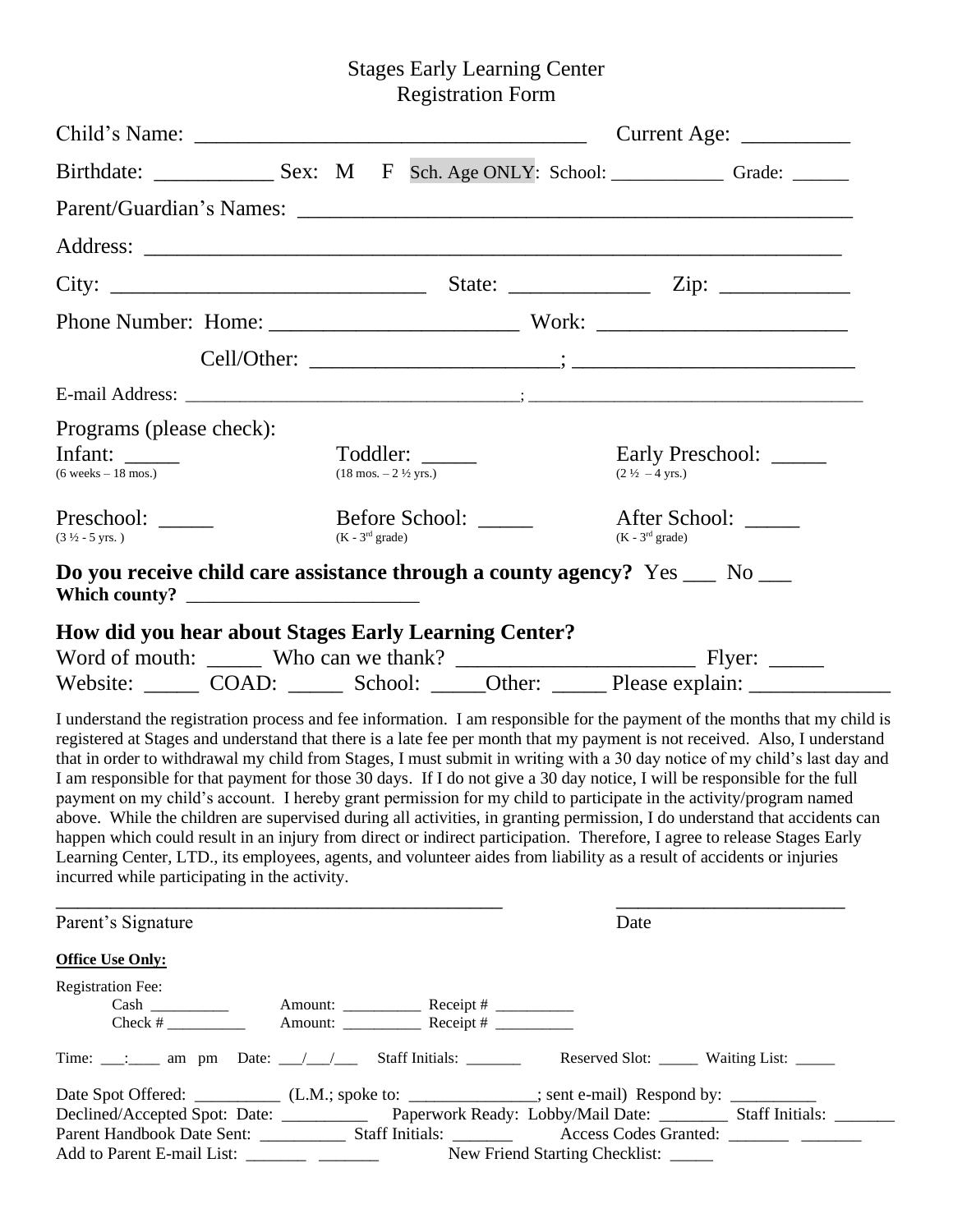# Stages Early Learning Center
## Registration Form

Child's Name: ____________________________________ Current Age: __________

Birthdate: ___________ Sex: M F Sch. Age ONLY: School: ____________ Grade: ______

Parent/Guardian's Names: ____________________________________________________

Address: ______________________________________________________________

City: _____________________________ State: _____________ Zip: ____________

Phone Number: Home: ______________________ Work: ______________________

Cell/Other: ______________________; __________________________

E-mail Address: ______________________________________; ______________________________________

Programs (please check):

Infant: _____ (6 weeks – 18 mos.)

Toddler: _____ (18 mos. – 2 ½ yrs.)

Early Preschool: _____ (2 ½ – 4 yrs.)

Preschool: _____ (3 ½ - 5 yrs.)

Before School: _____ (K - 3rd grade)

After School: _____ (K - 3rd grade)

**Do you receive child care assistance through a county agency?** Yes ___ No ___

**Which county?** ________________________

**How did you hear about Stages Early Learning Center?**

Word of mouth: _____ Who can we thank? ______________________ Flyer: _____

Website: _____ COAD: _____ School: _____Other: _____ Please explain: _____________

I understand the registration process and fee information. I am responsible for the payment of the months that my child is registered at Stages and understand that there is a late fee per month that my payment is not received. Also, I understand that in order to withdrawal my child from Stages, I must submit in writing with a 30 day notice of my child's last day and I am responsible for that payment for those 30 days. If I do not give a 30 day notice, I will be responsible for the full payment on my child's account. I hereby grant permission for my child to participate in the activity/program named above. While the children are supervised during all activities, in granting permission, I do understand that accidents can happen which could result in an injury from direct or indirect participation. Therefore, I agree to release Stages Early Learning Center, LTD., its employees, agents, and volunteer aides from liability as a result of accidents or injuries incurred while participating in the activity.

______________________________________________ ________________________

Parent's Signature Date

**Office Use Only:**

Registration Fee:

Cash __________ Amount: __________ Receipt # __________

Check # __________ Amount: __________ Receipt # __________

Time: ___:____ am pm Date: ___/___/___ Staff Initials: _______ Reserved Slot: _____ Waiting List: _____

Date Spot Offered: __________ (L.M.; spoke to: _______________; sent e-mail) Respond by: __________

Declined/Accepted Spot: Date: __________ Paperwork Ready: Lobby/Mail Date: ________ Staff Initials: _______

Parent Handbook Date Sent: __________ Staff Initials: _______ Access Codes Granted: _______ _______

Add to Parent E-mail List: _______ _______ New Friend Starting Checklist: _____